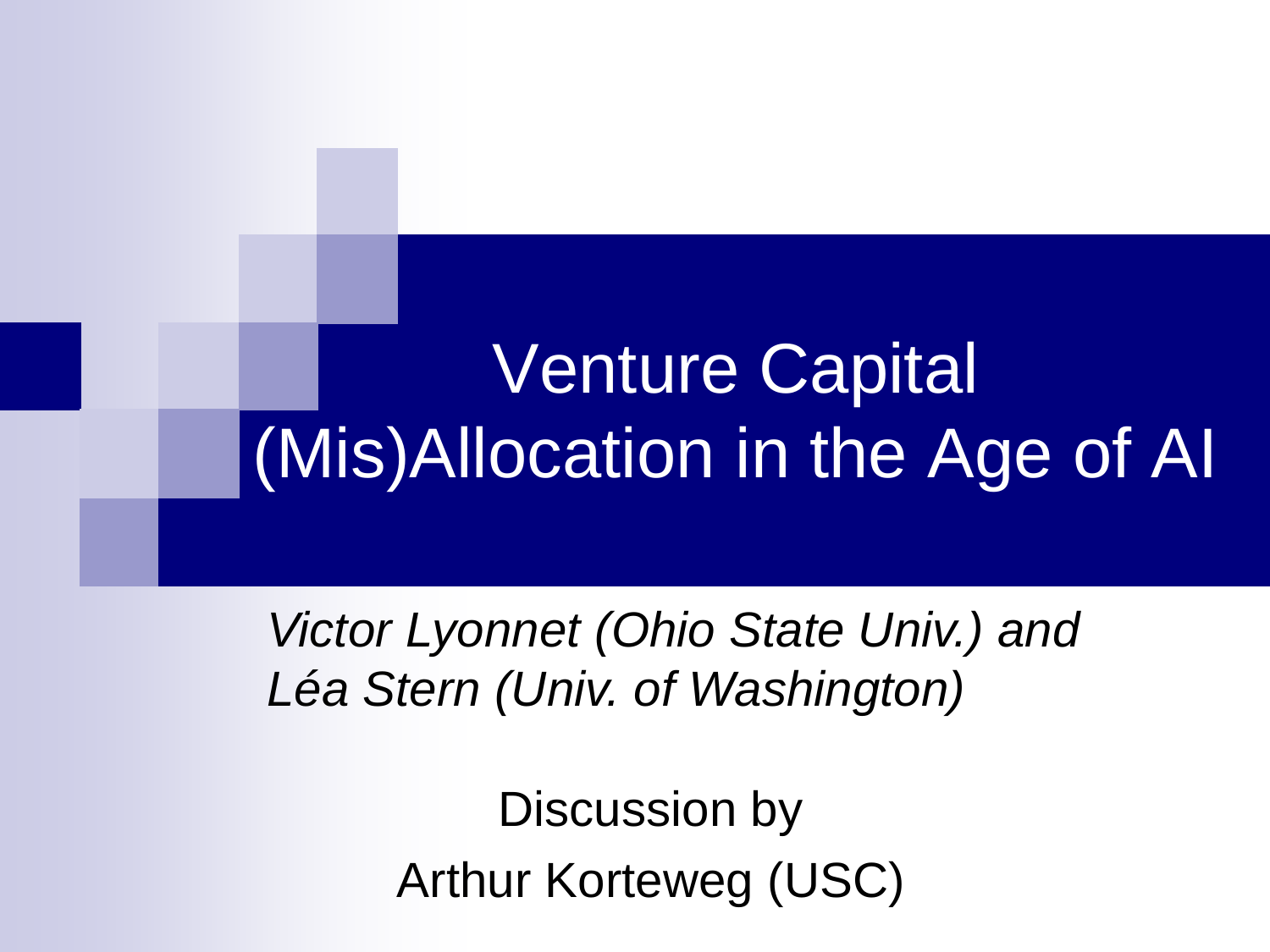# Venture Capital (Mis)Allocation in the Age of AI

*Victor Lyonnet (Ohio State Univ.) and Léa Stern (Univ. of Washington)*

Discussion by

Arthur Korteweg (USC)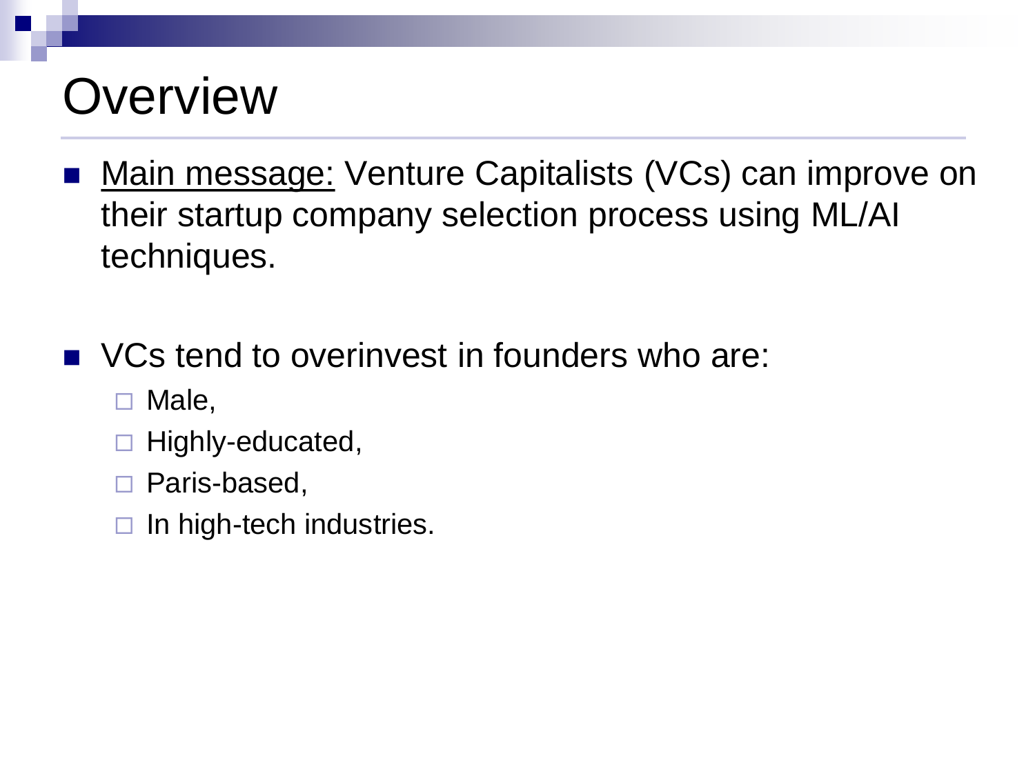# Overview

- <u>Main message:</u> Venture Capitalists (VCs) can improve on their startup company selection process using ML/AI techniques.

- VCs tend to overinvest in founders who are:
  - Male,
  - Highly-educated,
  - Paris-based,
  - In high-tech industries.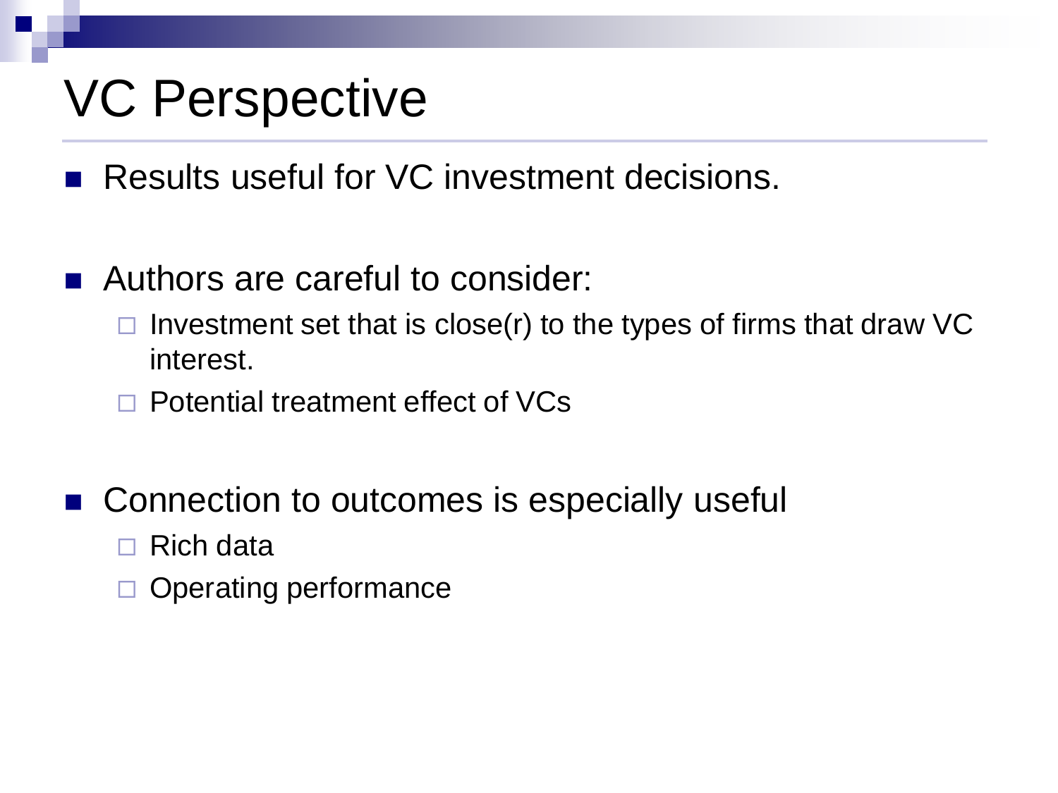# VC Perspective

- Results useful for VC investment decisions.

- Authors are careful to consider:
  - Investment set that is close(r) to the types of firms that draw VC interest.
  - Potential treatment effect of VCs

- Connection to outcomes is especially useful
  - Rich data
  - Operating performance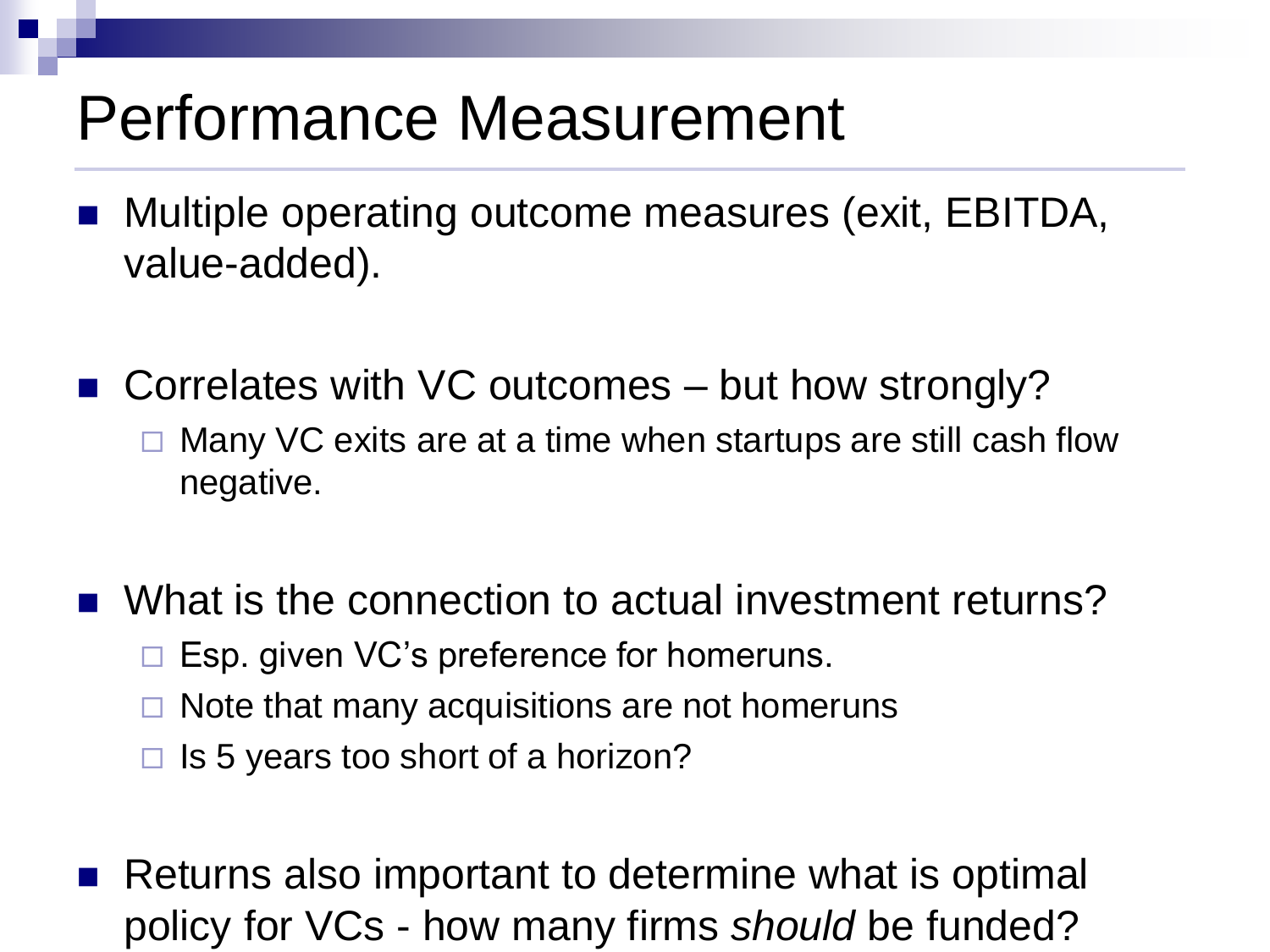# Performance Measurement

- Multiple operating outcome measures (exit, EBITDA, value-added).

- Correlates with VC outcomes – but how strongly?
  - Many VC exits are at a time when startups are still cash flow negative.

- What is the connection to actual investment returns?
  - Esp. given VC's preference for homeruns.
  - Note that many acquisitions are not homeruns
  - Is 5 years too short of a horizon?

- Returns also important to determine what is optimal policy for VCs - how many firms *should* be funded?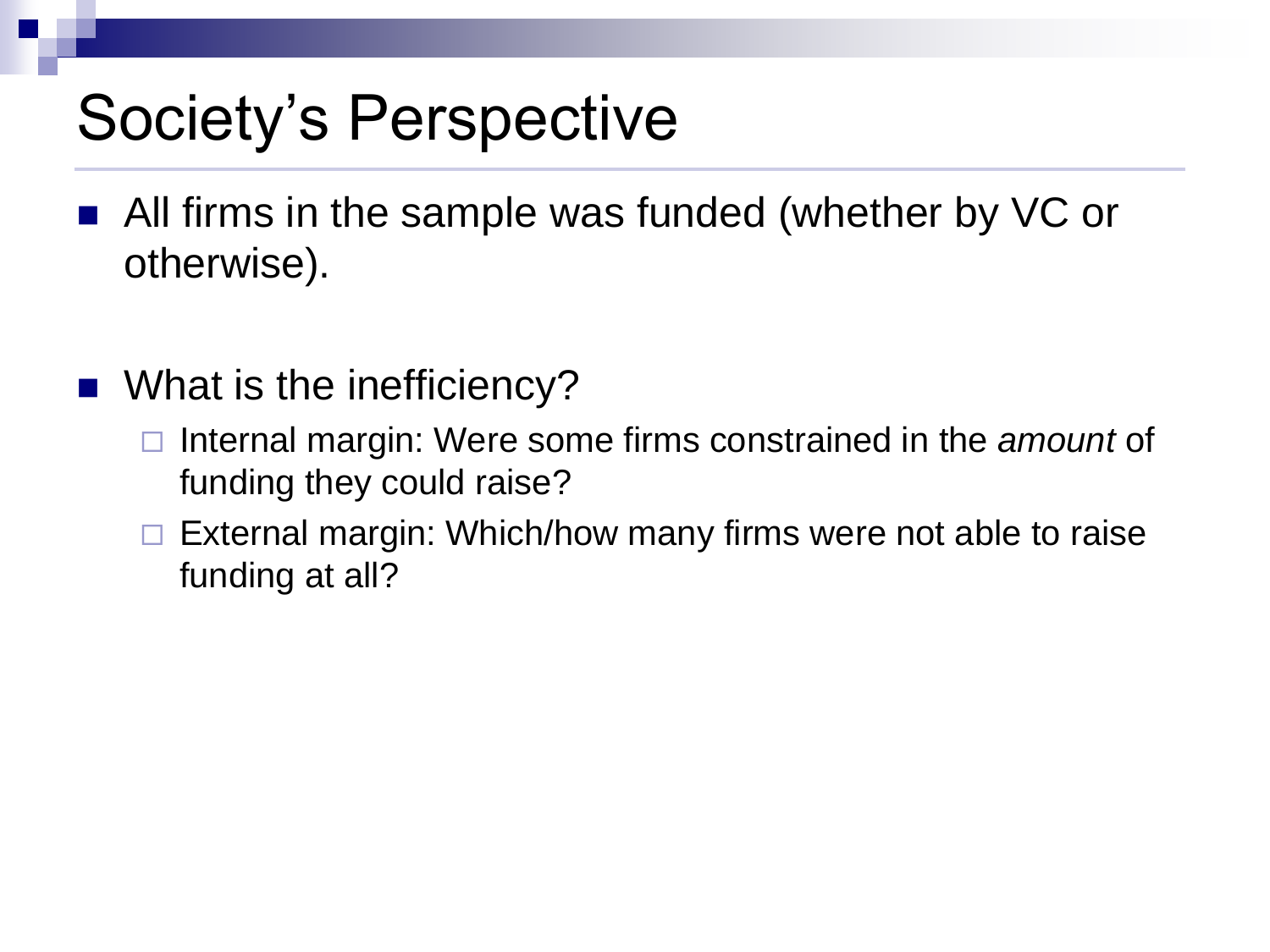# Society's Perspective

- All firms in the sample was funded (whether by VC or otherwise).

- What is the inefficiency?
  - Internal margin: Were some firms constrained in the *amount* of funding they could raise?
  - External margin: Which/how many firms were not able to raise funding at all?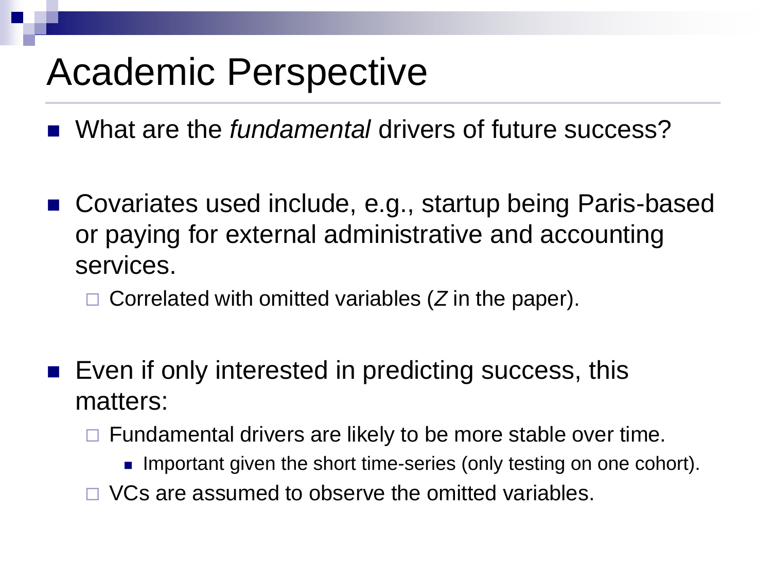# Academic Perspective

- What are the *fundamental* drivers of future success?

- Covariates used include, e.g., startup being Paris-based or paying for external administrative and accounting services.
  - Correlated with omitted variables ($Z$ in the paper).

- Even if only interested in predicting success, this matters:
  - Fundamental drivers are likely to be more stable over time.
    - Important given the short time-series (only testing on one cohort).
  - VCs are assumed to observe the omitted variables.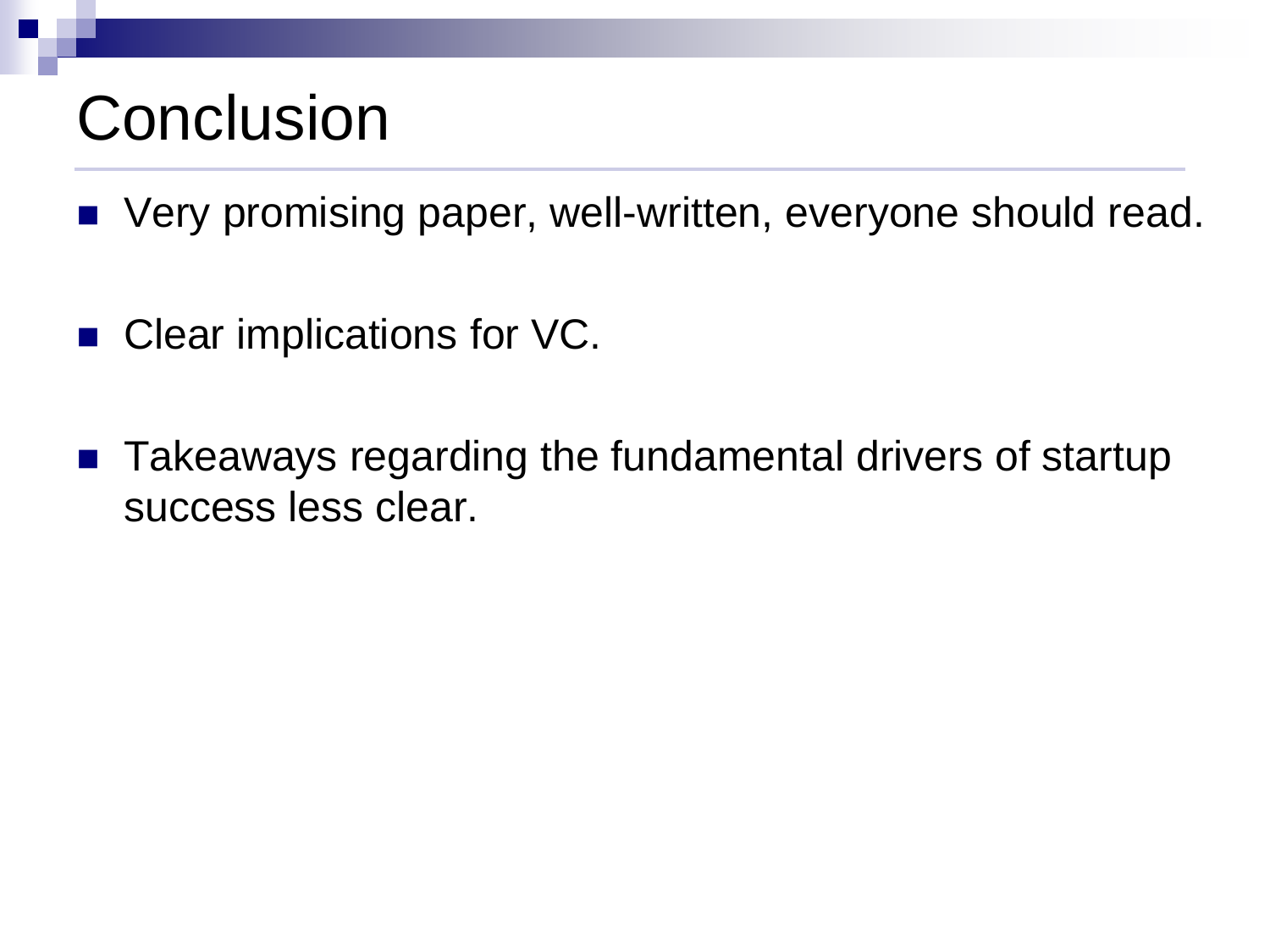# Conclusion

- Very promising paper, well-written, everyone should read.
- Clear implications for VC.
- Takeaways regarding the fundamental drivers of startup success less clear.